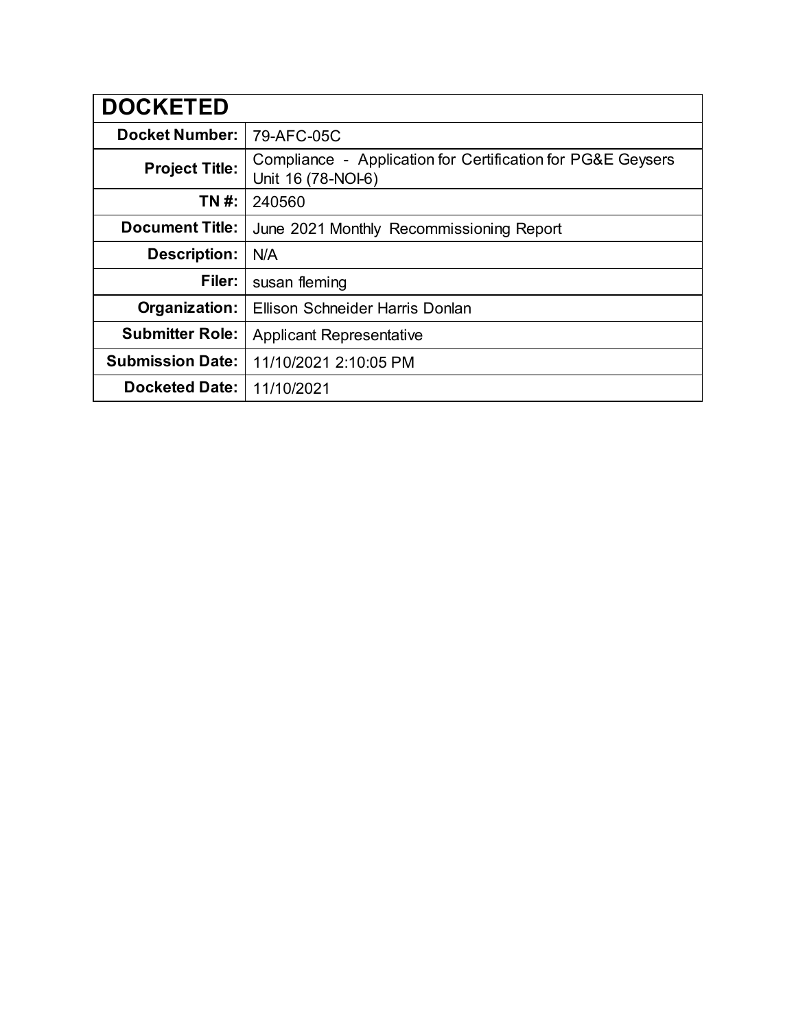| DOCKETED | |
|---|---|
| **Docket Number:** | 79-AFC-05C |
| **Project Title:** | Compliance - Application for Certification for PG&E Geysers Unit 16 (78-NOI-6) |
| **TN #:** | 240560 |
| **Document Title:** | June 2021 Monthly Recommissioning Report |
| **Description:** | N/A |
| **Filer:** | susan fleming |
| **Organization:** | Ellison Schneider Harris Donlan |
| **Submitter Role:** | Applicant Representative |
| **Submission Date:** | 11/10/2021 2:10:05 PM |
| **Docketed Date:** | 11/10/2021 |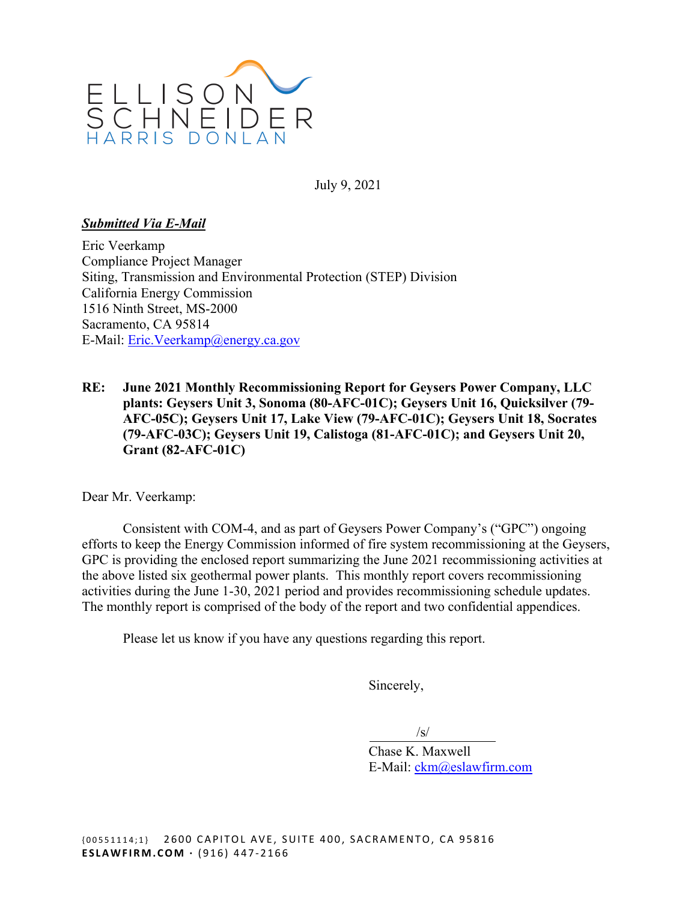ELLISON
SCHNEIDER
HARRIS DONLAN

July 9, 2021

***Submitted Via E-Mail***

Eric Veerkamp
Compliance Project Manager
Siting, Transmission and Environmental Protection (STEP) Division
California Energy Commission
1516 Ninth Street, MS-2000
Sacramento, CA 95814
E-Mail: Eric.Veerkamp@energy.ca.gov

**RE: June 2021 Monthly Recommissioning Report for Geysers Power Company, LLC plants: Geysers Unit 3, Sonoma (80-AFC-01C); Geysers Unit 16, Quicksilver (79-AFC-05C); Geysers Unit 17, Lake View (79-AFC-01C); Geysers Unit 18, Socrates (79-AFC-03C); Geysers Unit 19, Calistoga (81-AFC-01C); and Geysers Unit 20, Grant (82-AFC-01C)**

Dear Mr. Veerkamp:

Consistent with COM-4, and as part of Geysers Power Company's ("GPC") ongoing efforts to keep the Energy Commission informed of fire system recommissioning at the Geysers, GPC is providing the enclosed report summarizing the June 2021 recommissioning activities at the above listed six geothermal power plants. This monthly report covers recommissioning activities during the June 1-30, 2021 period and provides recommissioning schedule updates. The monthly report is comprised of the body of the report and two confidential appendices.

Please let us know if you have any questions regarding this report.

Sincerely,

/s/

Chase K. Maxwell
E-Mail: ckm@eslawfirm.com

{00551114;1} 2600 CAPITOL AVE, SUITE 400, SACRAMENTO, CA 95816
ESLAWFIRM.COM · (916) 447-2166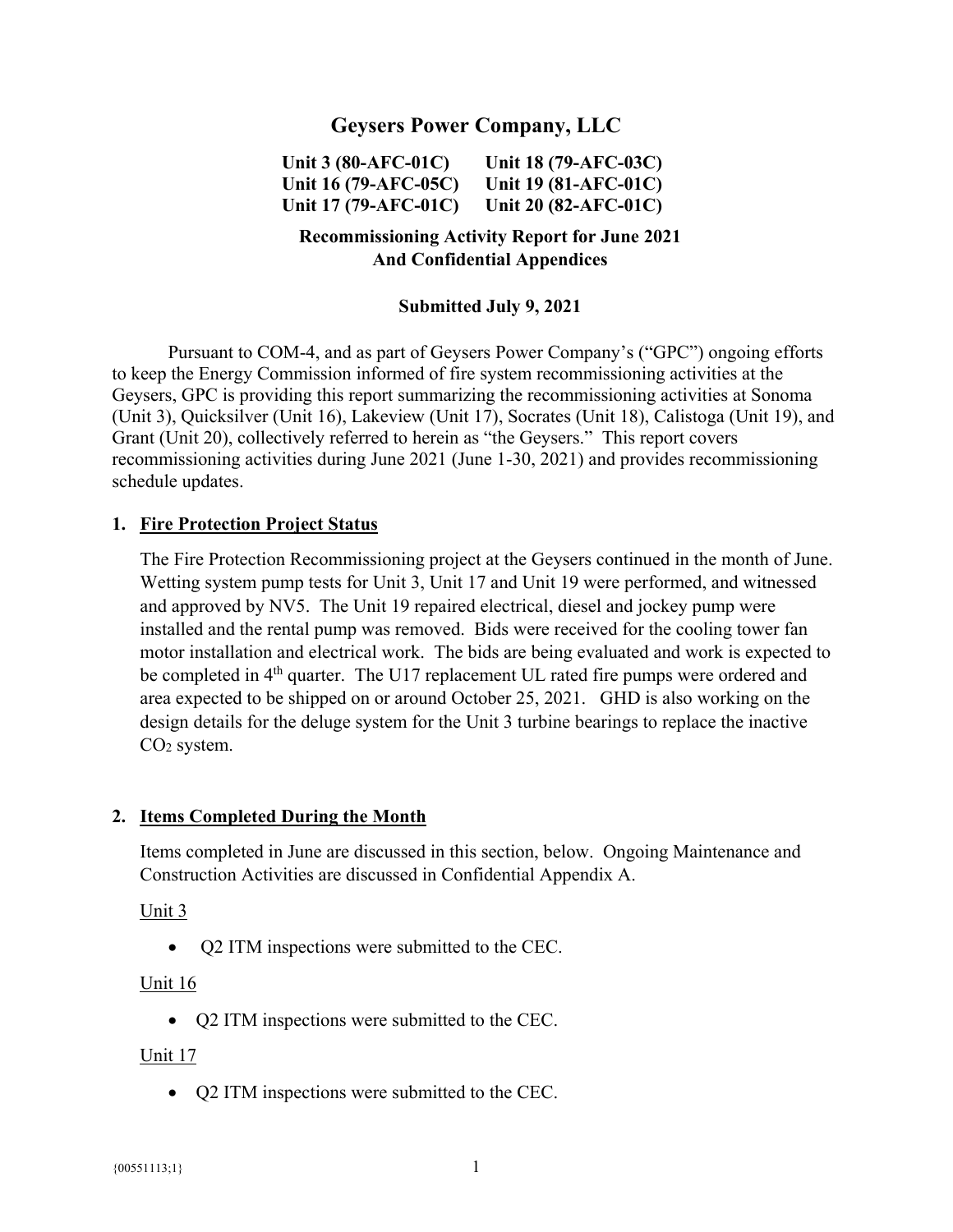# Geysers Power Company, LLC

**Unit 3 (80-AFC-01C)** **Unit 18 (79-AFC-03C)**
**Unit 16 (79-AFC-05C)** **Unit 19 (81-AFC-01C)**
**Unit 17 (79-AFC-01C)** **Unit 20 (82-AFC-01C)**

**Recommissioning Activity Report for June 2021**
**And Confidential Appendices**

**Submitted July 9, 2021**

Pursuant to COM-4, and as part of Geysers Power Company's ("GPC") ongoing efforts to keep the Energy Commission informed of fire system recommissioning activities at the Geysers, GPC is providing this report summarizing the recommissioning activities at Sonoma (Unit 3), Quicksilver (Unit 16), Lakeview (Unit 17), Socrates (Unit 18), Calistoga (Unit 19), and Grant (Unit 20), collectively referred to herein as "the Geysers." This report covers recommissioning activities during June 2021 (June 1-30, 2021) and provides recommissioning schedule updates.

## 1. Fire Protection Project Status

The Fire Protection Recommissioning project at the Geysers continued in the month of June. Wetting system pump tests for Unit 3, Unit 17 and Unit 19 were performed, and witnessed and approved by NV5. The Unit 19 repaired electrical, diesel and jockey pump were installed and the rental pump was removed. Bids were received for the cooling tower fan motor installation and electrical work. The bids are being evaluated and work is expected to be completed in 4th quarter. The U17 replacement UL rated fire pumps were ordered and area expected to be shipped on or around October 25, 2021. GHD is also working on the design details for the deluge system for the Unit 3 turbine bearings to replace the inactive $CO_2$ system.

## 2. Items Completed During the Month

Items completed in June are discussed in this section, below. Ongoing Maintenance and Construction Activities are discussed in Confidential Appendix A.

Unit 3

- Q2 ITM inspections were submitted to the CEC.

Unit 16

- Q2 ITM inspections were submitted to the CEC.

Unit 17

- Q2 ITM inspections were submitted to the CEC.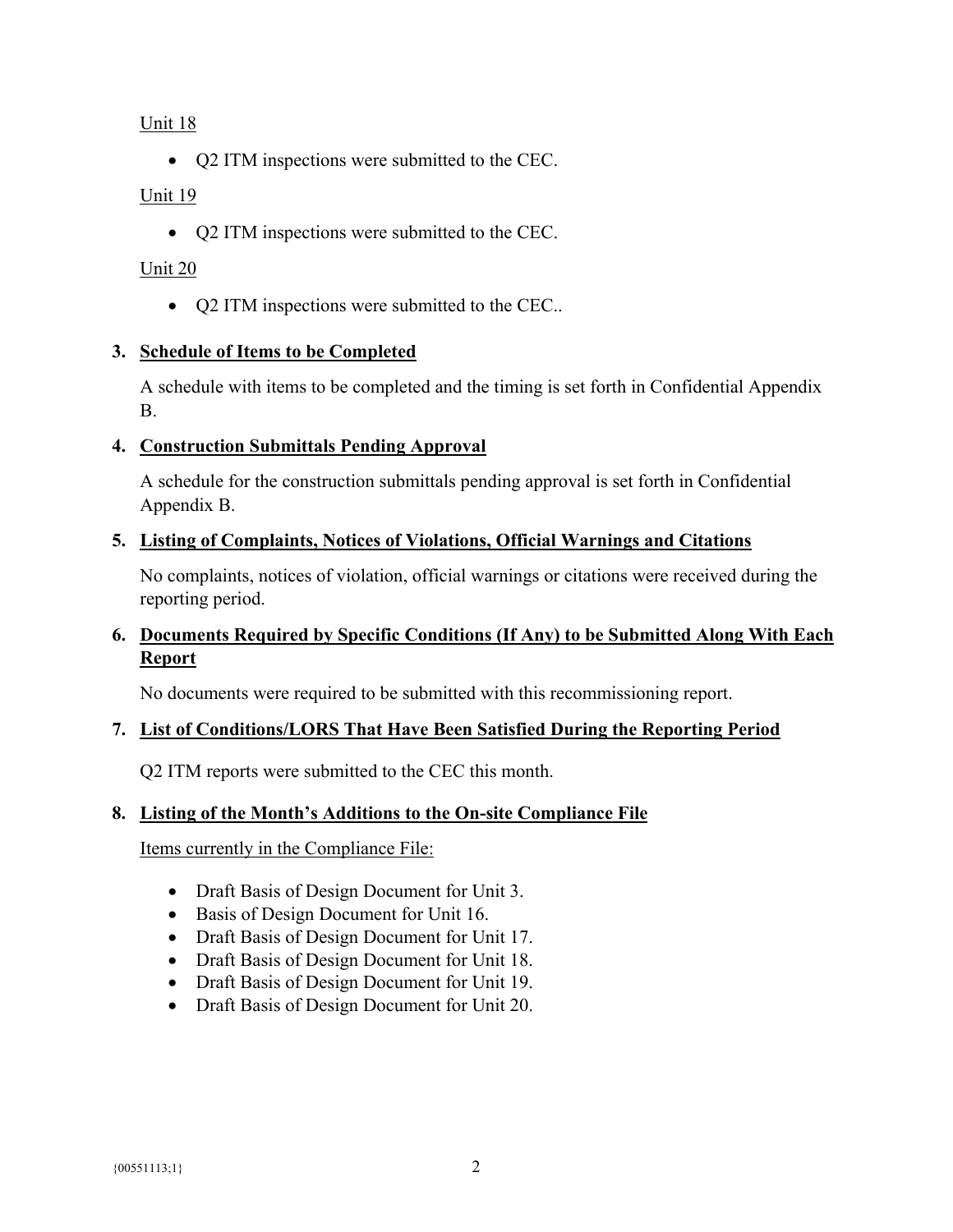Unit 18

- Q2 ITM inspections were submitted to the CEC.

Unit 19

- Q2 ITM inspections were submitted to the CEC.

Unit 20

- Q2 ITM inspections were submitted to the CEC..

**3. Schedule of Items to be Completed**

A schedule with items to be completed and the timing is set forth in Confidential Appendix B.

**4. Construction Submittals Pending Approval**

A schedule for the construction submittals pending approval is set forth in Confidential Appendix B.

**5. Listing of Complaints, Notices of Violations, Official Warnings and Citations**

No complaints, notices of violation, official warnings or citations were received during the reporting period.

**6. Documents Required by Specific Conditions (If Any) to be Submitted Along With Each Report**

No documents were required to be submitted with this recommissioning report.

**7. List of Conditions/LORS That Have Been Satisfied During the Reporting Period**

Q2 ITM reports were submitted to the CEC this month.

**8. Listing of the Month's Additions to the On-site Compliance File**

Items currently in the Compliance File:

- Draft Basis of Design Document for Unit 3.
- Basis of Design Document for Unit 16.
- Draft Basis of Design Document for Unit 17.
- Draft Basis of Design Document for Unit 18.
- Draft Basis of Design Document for Unit 19.
- Draft Basis of Design Document for Unit 20.

{00551113;1}